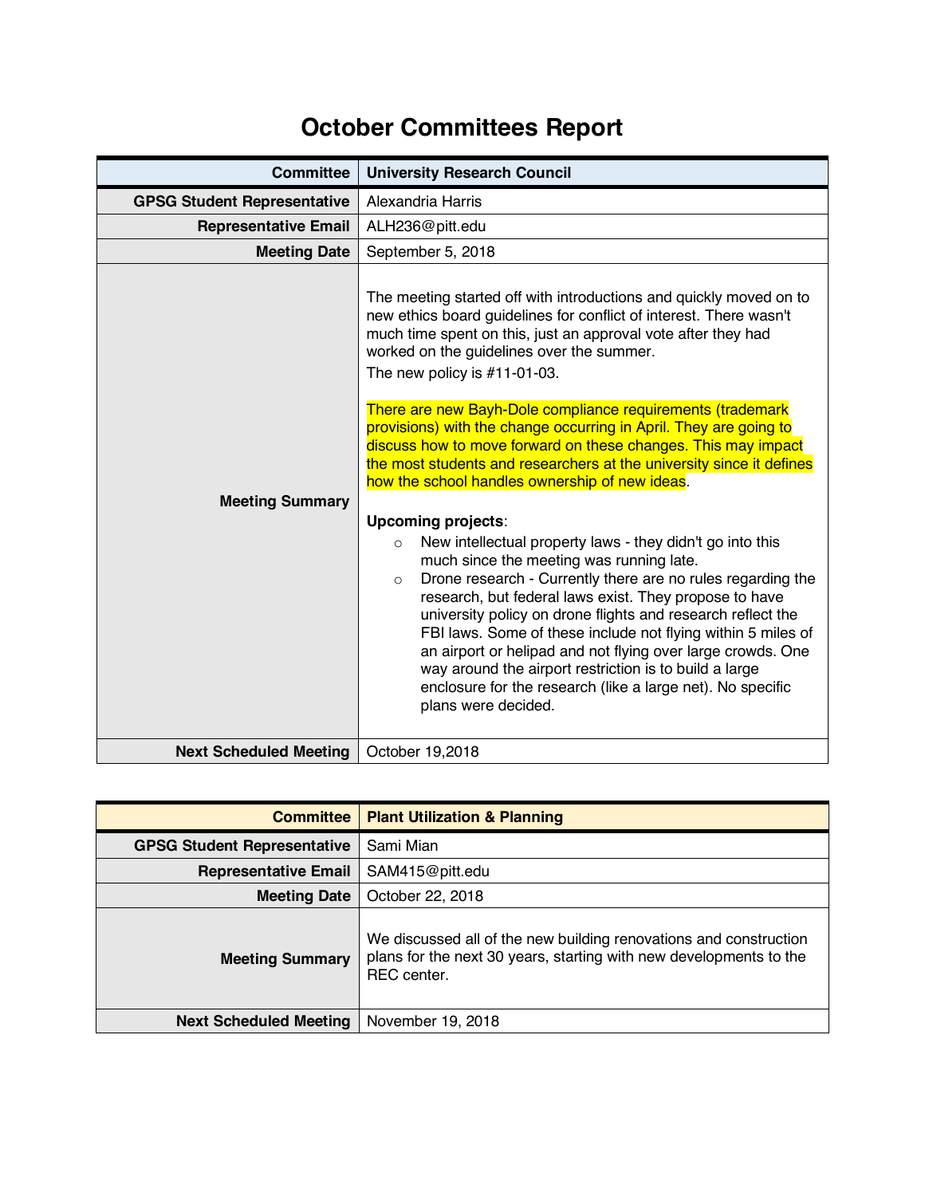# October Committees Report

| Committee | University Research Council |
|---|---|
| GPSG Student Representative | Alexandria Harris |
| Representative Email | ALH236@pitt.edu |
| Meeting Date | September 5, 2018 |
| Meeting Summary | The meeting started off with introductions and quickly moved on to new ethics board guidelines for conflict of interest. There wasn't much time spent on this, just an approval vote after they had worked on the guidelines over the summer.<br>The new policy is #11-01-03.<br><br>There are new Bayh-Dole compliance requirements (trademark provisions) with the change occurring in April. They are going to discuss how to move forward on these changes. This may impact the most students and researchers at the university since it defines how the school handles ownership of new ideas.<br><br>**Upcoming projects**:<br>○ New intellectual property laws - they didn't go into this much since the meeting was running late.<br>○ Drone research - Currently there are no rules regarding the research, but federal laws exist. They propose to have university policy on drone flights and research reflect the FBI laws. Some of these include not flying within 5 miles of an airport or helipad and not flying over large crowds. One way around the airport restriction is to build a large enclosure for the research (like a large net). No specific plans were decided. |
| Next Scheduled Meeting | October 19,2018 |

| Committee | Plant Utilization & Planning |
|---|---|
| GPSG Student Representative | Sami Mian |
| Representative Email | SAM415@pitt.edu |
| Meeting Date | October 22, 2018 |
| Meeting Summary | We discussed all of the new building renovations and construction plans for the next 30 years, starting with new developments to the REC center. |
| Next Scheduled Meeting | November 19, 2018 |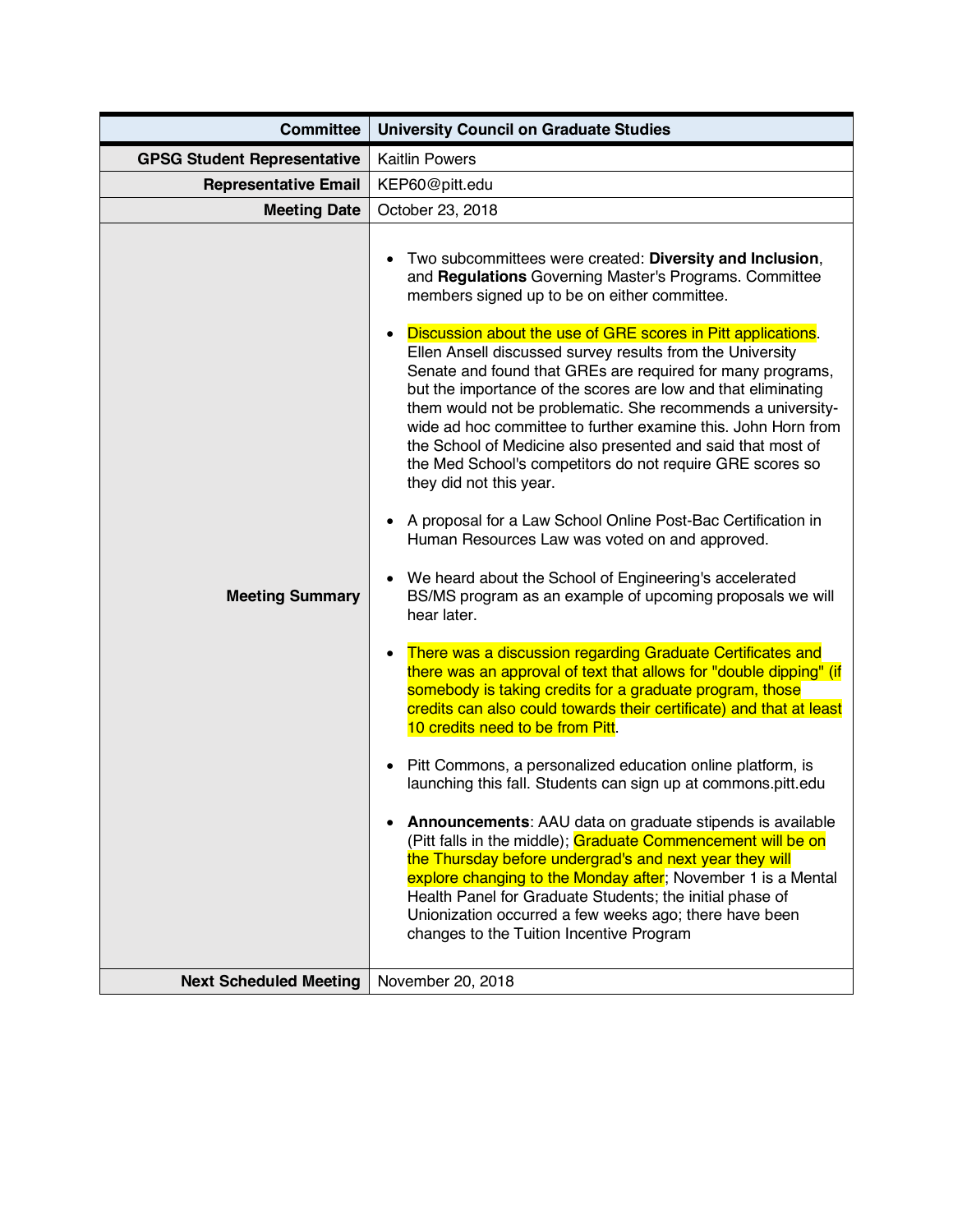| Committee | University Council on Graduate Studies |
|---|---|
| GPSG Student Representative | Kaitlin Powers |
| Representative Email | KEP60@pitt.edu |
| Meeting Date | October 23, 2018 |
| Meeting Summary | • Two subcommittees were created: **Diversity and Inclusion**, and **Regulations** Governing Master's Programs. Committee members signed up to be on either committee.<br><br>• Discussion about the use of GRE scores in Pitt applications. Ellen Ansell discussed survey results from the University Senate and found that GREs are required for many programs, but the importance of the scores are low and that eliminating them would not be problematic. She recommends a university-wide ad hoc committee to further examine this. John Horn from the School of Medicine also presented and said that most of the Med School's competitors do not require GRE scores so they did not this year.<br><br>• A proposal for a Law School Online Post-Bac Certification in Human Resources Law was voted on and approved.<br><br>• We heard about the School of Engineering's accelerated BS/MS program as an example of upcoming proposals we will hear later.<br><br>• There was a discussion regarding Graduate Certificates and there was an approval of text that allows for "double dipping" (if somebody is taking credits for a graduate program, those credits can also could towards their certificate) and that at least 10 credits need to be from Pitt.<br><br>• Pitt Commons, a personalized education online platform, is launching this fall. Students can sign up at commons.pitt.edu<br><br>• **Announcements**: AAU data on graduate stipends is available (Pitt falls in the middle); Graduate Commencement will be on the Thursday before undergrad's and next year they will explore changing to the Monday after; November 1 is a Mental Health Panel for Graduate Students; the initial phase of Unionization occurred a few weeks ago; there have been changes to the Tuition Incentive Program |
| Next Scheduled Meeting | November 20, 2018 |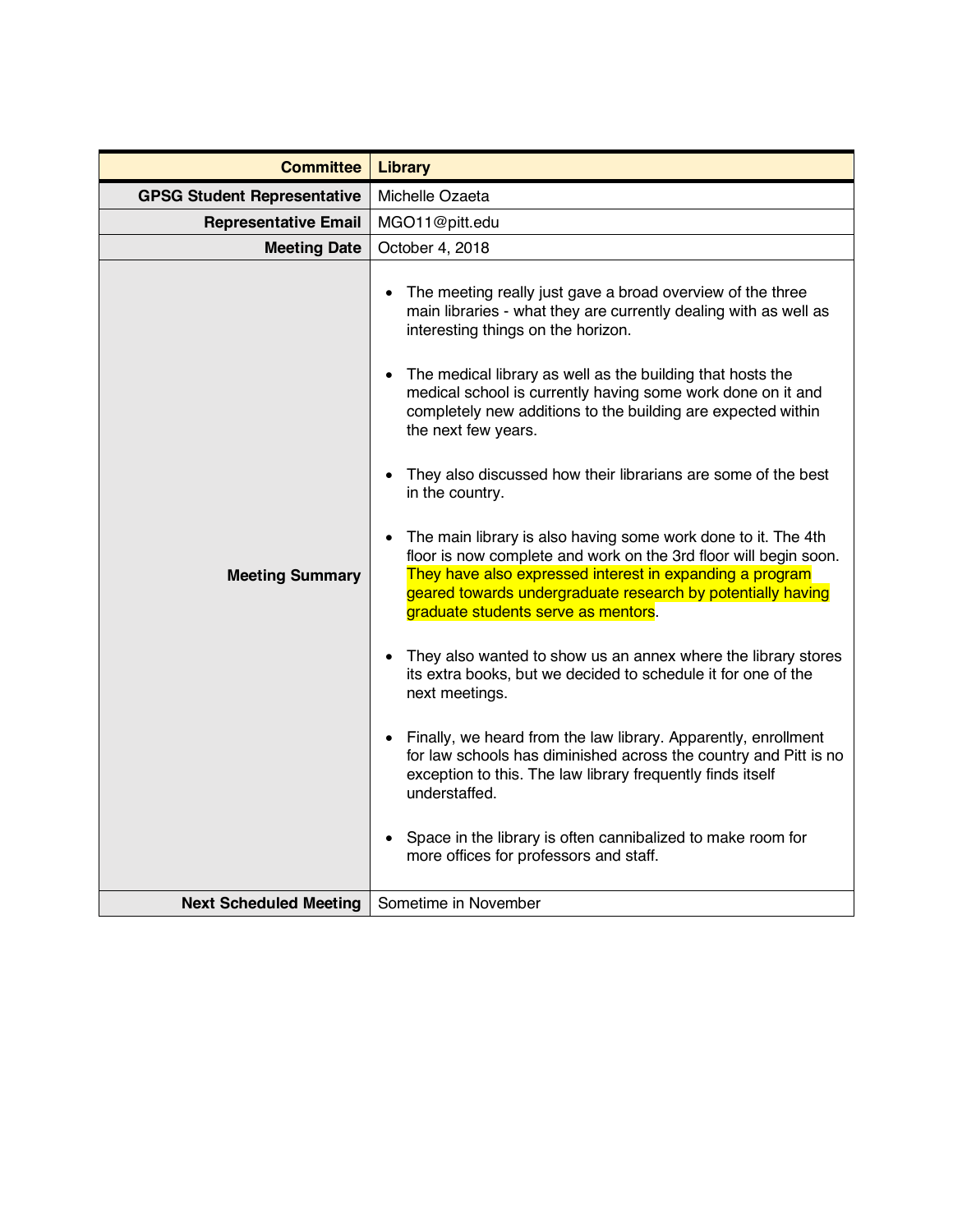| Committee | Library |
| --- | --- |
| **GPSG Student Representative** | Michelle Ozaeta |
| **Representative Email** | MGO11@pitt.edu |
| **Meeting Date** | October 4, 2018 |
| **Meeting Summary** | • The meeting really just gave a broad overview of the three main libraries - what they are currently dealing with as well as interesting things on the horizon.<br><br>• The medical library as well as the building that hosts the medical school is currently having some work done on it and completely new additions to the building are expected within the next few years.<br><br>• They also discussed how their librarians are some of the best in the country.<br><br>• The main library is also having some work done to it. The 4th floor is now complete and work on the 3rd floor will begin soon. They have also expressed interest in expanding a program geared towards undergraduate research by potentially having graduate students serve as mentors.<br><br>• They also wanted to show us an annex where the library stores its extra books, but we decided to schedule it for one of the next meetings.<br><br>• Finally, we heard from the law library. Apparently, enrollment for law schools has diminished across the country and Pitt is no exception to this. The law library frequently finds itself understaffed.<br><br>• Space in the library is often cannibalized to make room for more offices for professors and staff. |
| **Next Scheduled Meeting** | Sometime in November |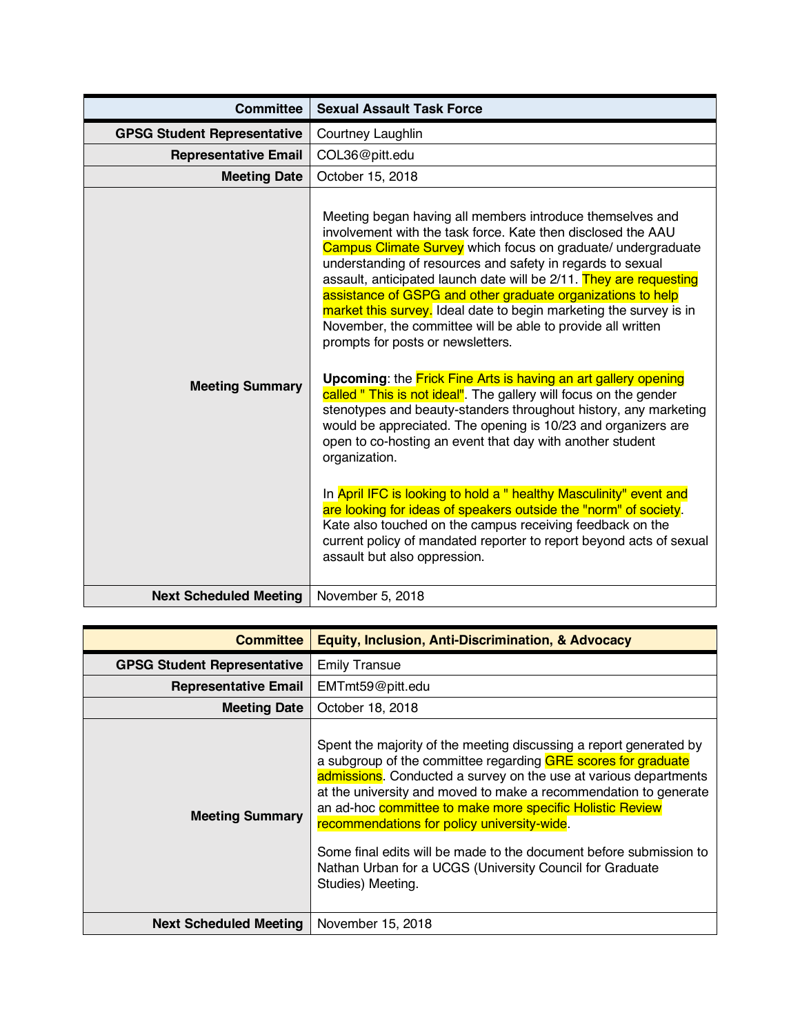| Committee | Sexual Assault Task Force |
| --- | --- |
| GPSG Student Representative | Courtney Laughlin |
| Representative Email | COL36@pitt.edu |
| Meeting Date | October 15, 2018 |
| Meeting Summary | Meeting began having all members introduce themselves and involvement with the task force. Kate then disclosed the AAU Campus Climate Survey which focus on graduate/ undergraduate understanding of resources and safety in regards to sexual assault, anticipated launch date will be 2/11. They are requesting assistance of GSPG and other graduate organizations to help market this survey. Ideal date to begin marketing the survey is in November, the committee will be able to provide all written prompts for posts or newsletters.<br><br>**Upcoming**: the Frick Fine Arts is having an art gallery opening called " This is not ideal". The gallery will focus on the gender stenotypes and beauty-standers throughout history, any marketing would be appreciated. The opening is 10/23 and organizers are open to co-hosting an event that day with another student organization.<br><br>In April IFC is looking to hold a " healthy Masculinity" event and are looking for ideas of speakers outside the "norm" of society. Kate also touched on the campus receiving feedback on the current policy of mandated reporter to report beyond acts of sexual assault but also oppression. |
| Next Scheduled Meeting | November 5, 2018 |

| Committee | Equity, Inclusion, Anti-Discrimination, & Advocacy |
| --- | --- |
| GPSG Student Representative | Emily Transue |
| Representative Email | EMTmt59@pitt.edu |
| Meeting Date | October 18, 2018 |
| Meeting Summary | Spent the majority of the meeting discussing a report generated by a subgroup of the committee regarding GRE scores for graduate admissions. Conducted a survey on the use at various departments at the university and moved to make a recommendation to generate an ad-hoc committee to make more specific Holistic Review recommendations for policy university-wide.<br><br>Some final edits will be made to the document before submission to Nathan Urban for a UCGS (University Council for Graduate Studies) Meeting. |
| Next Scheduled Meeting | November 15, 2018 |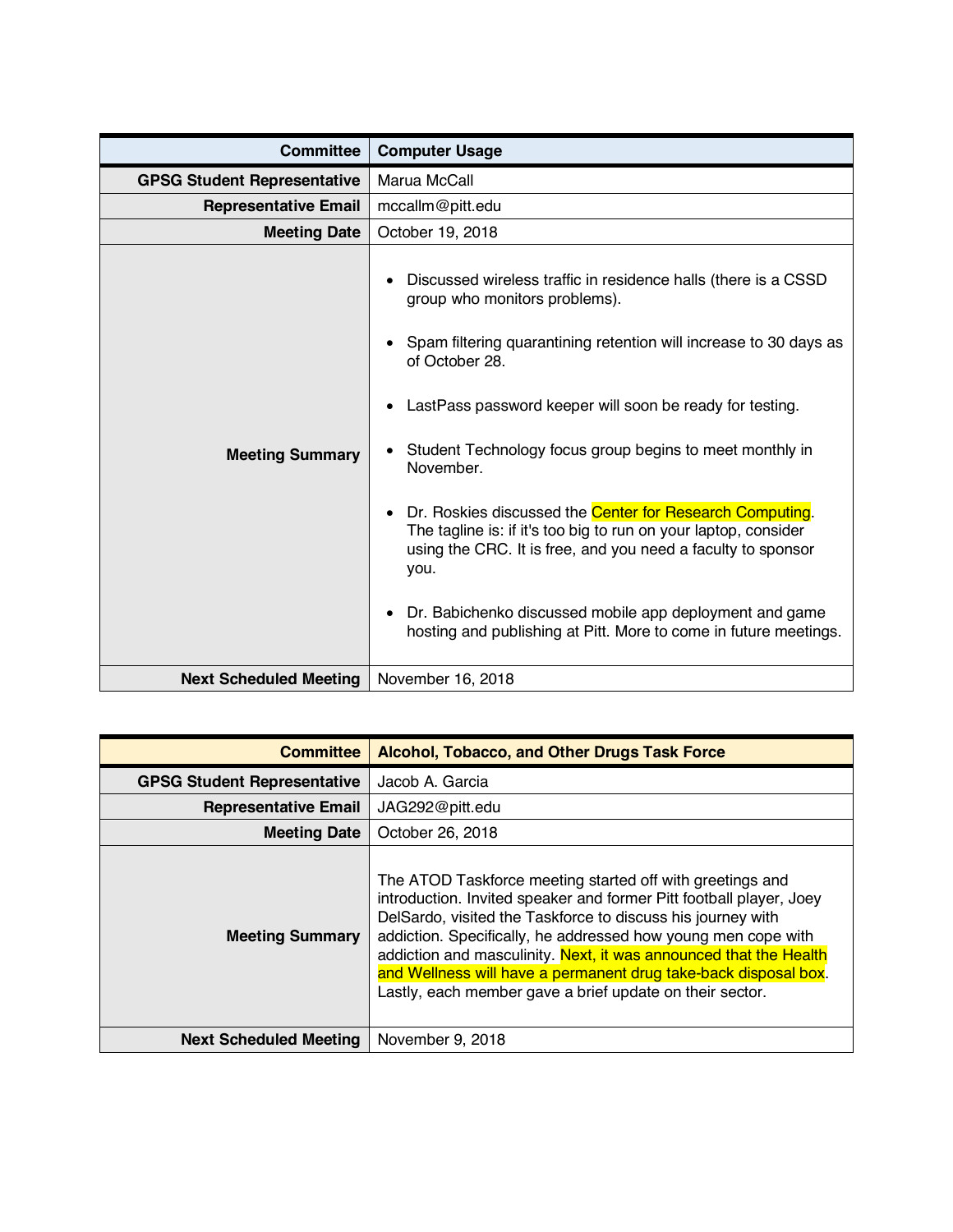| Committee | Computer Usage |
| --- | --- |
| GPSG Student Representative | Marua McCall |
| Representative Email | mccallm@pitt.edu |
| Meeting Date | October 19, 2018 |
| Meeting Summary | • Discussed wireless traffic in residence halls (there is a CSSD group who monitors problems).<br>• Spam filtering quarantining retention will increase to 30 days as of October 28.<br>• LastPass password keeper will soon be ready for testing.<br>• Student Technology focus group begins to meet monthly in November.<br>• Dr. Roskies discussed the Center for Research Computing. The tagline is: if it's too big to run on your laptop, consider using the CRC. It is free, and you need a faculty to sponsor you.<br>• Dr. Babichenko discussed mobile app deployment and game hosting and publishing at Pitt. More to come in future meetings. |
| Next Scheduled Meeting | November 16, 2018 |

| Committee | Alcohol, Tobacco, and Other Drugs Task Force |
| --- | --- |
| GPSG Student Representative | Jacob A. Garcia |
| Representative Email | JAG292@pitt.edu |
| Meeting Date | October 26, 2018 |
| Meeting Summary | The ATOD Taskforce meeting started off with greetings and introduction. Invited speaker and former Pitt football player, Joey DelSardo, visited the Taskforce to discuss his journey with addiction. Specifically, he addressed how young men cope with addiction and masculinity. Next, it was announced that the Health and Wellness will have a permanent drug take-back disposal box. Lastly, each member gave a brief update on their sector. |
| Next Scheduled Meeting | November 9, 2018 |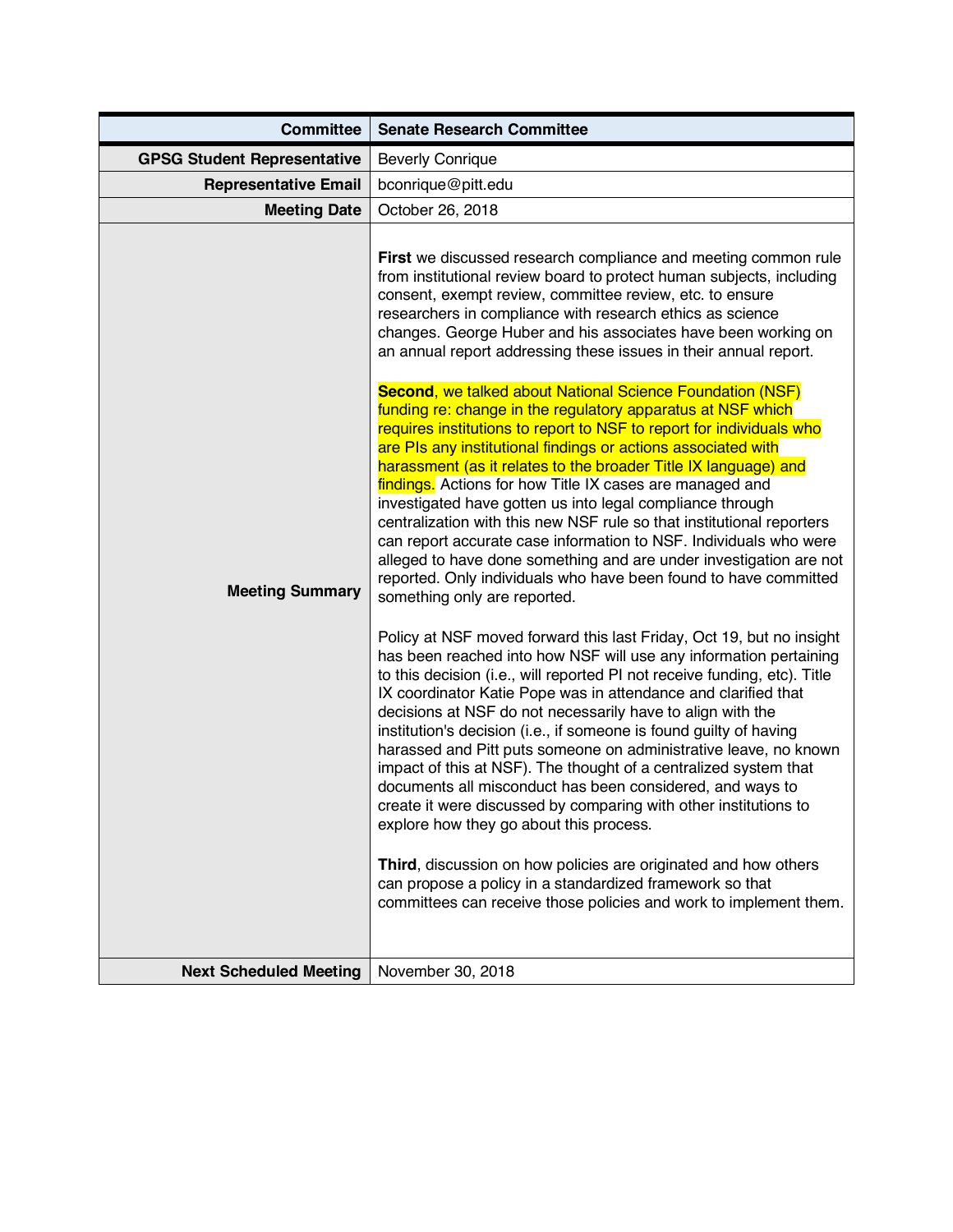| Committee | Senate Research Committee |
|---|---|
| GPSG Student Representative | Beverly Conrique |
| Representative Email | bconrique@pitt.edu |
| Meeting Date | October 26, 2018 |
| Meeting Summary | **First** we discussed research compliance and meeting common rule from institutional review board to protect human subjects, including consent, exempt review, committee review, etc. to ensure researchers in compliance with research ethics as science changes. George Huber and his associates have been working on an annual report addressing these issues in their annual report.<br><br>**Second**, we talked about National Science Foundation (NSF) funding re: change in the regulatory apparatus at NSF which requires institutions to report to NSF to report for individuals who are PIs any institutional findings or actions associated with harassment (as it relates to the broader Title IX language) and findings. Actions for how Title IX cases are managed and investigated have gotten us into legal compliance through centralization with this new NSF rule so that institutional reporters can report accurate case information to NSF. Individuals who were alleged to have done something and are under investigation are not reported. Only individuals who have been found to have committed something only are reported.<br><br>Policy at NSF moved forward this last Friday, Oct 19, but no insight has been reached into how NSF will use any information pertaining to this decision (i.e., will reported PI not receive funding, etc). Title IX coordinator Katie Pope was in attendance and clarified that decisions at NSF do not necessarily have to align with the institution's decision (i.e., if someone is found guilty of having harassed and Pitt puts someone on administrative leave, no known impact of this at NSF). The thought of a centralized system that documents all misconduct has been considered, and ways to create it were discussed by comparing with other institutions to explore how they go about this process.<br><br>**Third**, discussion on how policies are originated and how others can propose a policy in a standardized framework so that committees can receive those policies and work to implement them. |
| Next Scheduled Meeting | November 30, 2018 |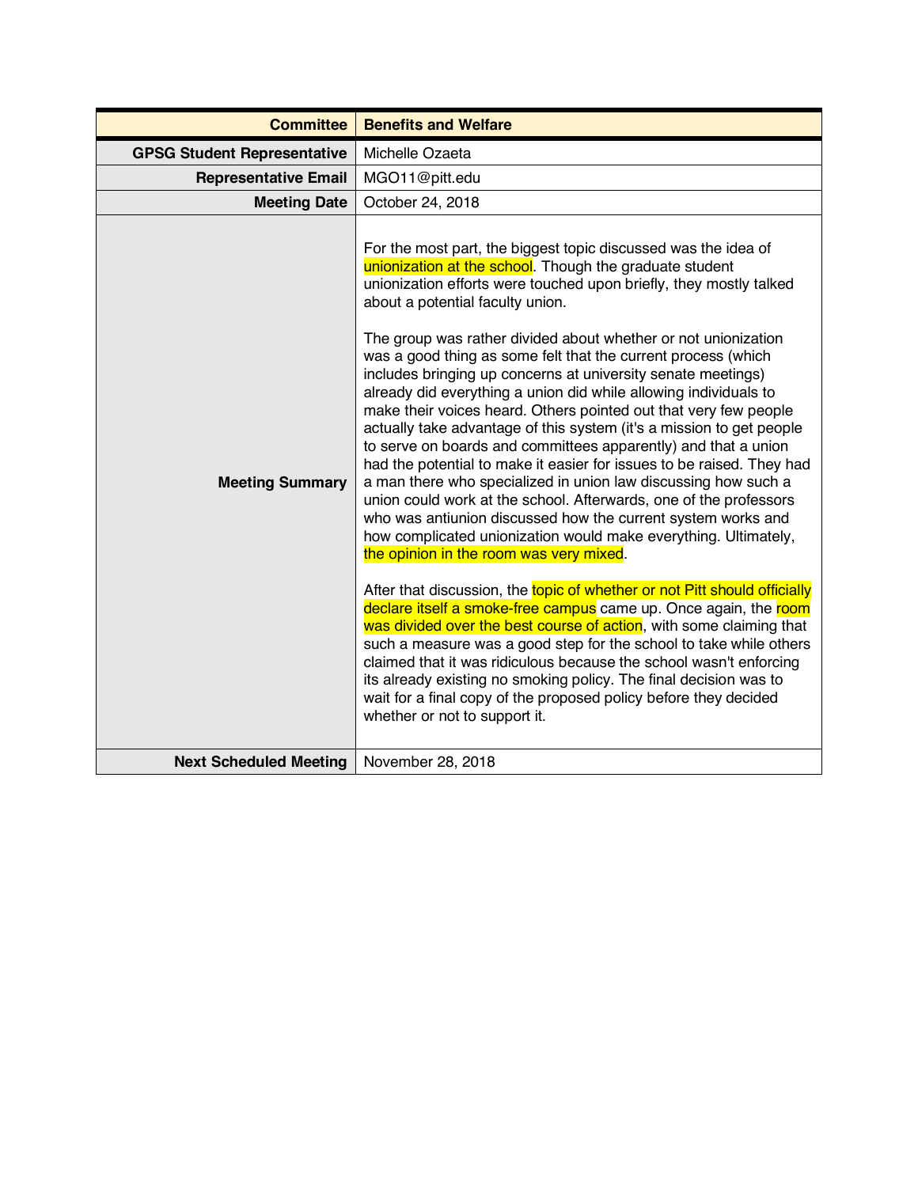| | |
|---|---|
| **Committee** | **Benefits and Welfare** |
| **GPSG Student Representative** | Michelle Ozaeta |
| **Representative Email** | MGO11@pitt.edu |
| **Meeting Date** | October 24, 2018 |
| **Meeting Summary** | For the most part, the biggest topic discussed was the idea of unionization at the school. Though the graduate student unionization efforts were touched upon briefly, they mostly talked about a potential faculty union.<br><br>The group was rather divided about whether or not unionization was a good thing as some felt that the current process (which includes bringing up concerns at university senate meetings) already did everything a union did while allowing individuals to make their voices heard. Others pointed out that very few people actually take advantage of this system (it's a mission to get people to serve on boards and committees apparently) and that a union had the potential to make it easier for issues to be raised. They had a man there who specialized in union law discussing how such a union could work at the school. Afterwards, one of the professors who was antiunion discussed how the current system works and how complicated unionization would make everything. Ultimately, the opinion in the room was very mixed.<br><br>After that discussion, the topic of whether or not Pitt should officially declare itself a smoke-free campus came up. Once again, the room was divided over the best course of action, with some claiming that such a measure was a good step for the school to take while others claimed that it was ridiculous because the school wasn't enforcing its already existing no smoking policy. The final decision was to wait for a final copy of the proposed policy before they decided whether or not to support it. |
| **Next Scheduled Meeting** | November 28, 2018 |